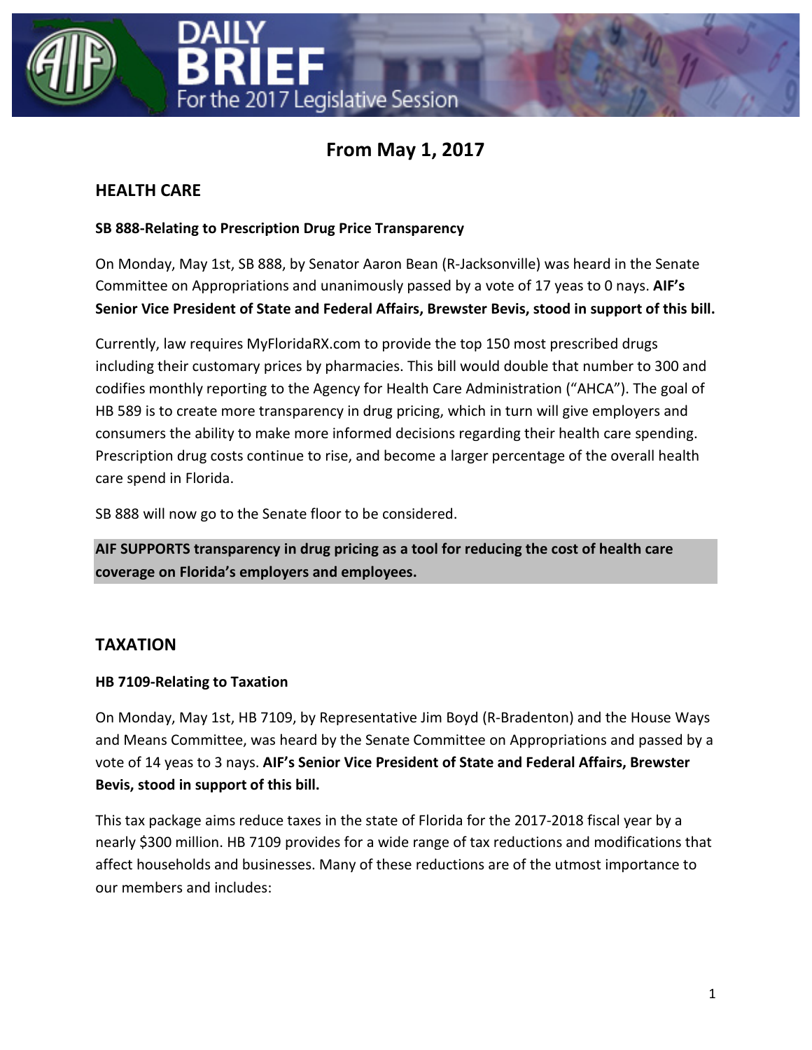# DAILY BRIEF For the 2017 Legislative Session

## From May 1, 2017

### HEALTH CARE

**SB 888-Relating to Prescription Drug Price Transparency**

On Monday, May 1st, SB 888, by Senator Aaron Bean (R-Jacksonville) was heard in the Senate Committee on Appropriations and unanimously passed by a vote of 17 yeas to 0 nays. **AIF's Senior Vice President of State and Federal Affairs, Brewster Bevis, stood in support of this bill.**

Currently, law requires MyFloridaRX.com to provide the top 150 most prescribed drugs including their customary prices by pharmacies. This bill would double that number to 300 and codifies monthly reporting to the Agency for Health Care Administration ("AHCA"). The goal of HB 589 is to create more transparency in drug pricing, which in turn will give employers and consumers the ability to make more informed decisions regarding their health care spending. Prescription drug costs continue to rise, and become a larger percentage of the overall health care spend in Florida.

SB 888 will now go to the Senate floor to be considered.

**AIF SUPPORTS transparency in drug pricing as a tool for reducing the cost of health care coverage on Florida's employers and employees.**

### TAXATION

**HB 7109-Relating to Taxation**

On Monday, May 1st, HB 7109, by Representative Jim Boyd (R-Bradenton) and the House Ways and Means Committee, was heard by the Senate Committee on Appropriations and passed by a vote of 14 yeas to 3 nays. **AIF's Senior Vice President of State and Federal Affairs, Brewster Bevis, stood in support of this bill.**

This tax package aims reduce taxes in the state of Florida for the 2017-2018 fiscal year by a nearly $300 million. HB 7109 provides for a wide range of tax reductions and modifications that affect households and businesses. Many of these reductions are of the utmost importance to our members and includes: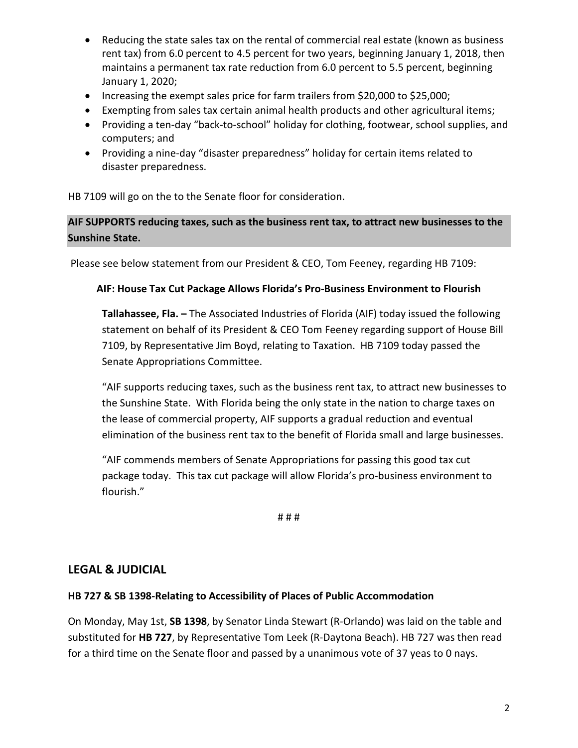- Reducing the state sales tax on the rental of commercial real estate (known as business rent tax) from 6.0 percent to 4.5 percent for two years, beginning January 1, 2018, then maintains a permanent tax rate reduction from 6.0 percent to 5.5 percent, beginning January 1, 2020;
- Increasing the exempt sales price for farm trailers from $20,000 to $25,000;
- Exempting from sales tax certain animal health products and other agricultural items;
- Providing a ten-day "back-to-school" holiday for clothing, footwear, school supplies, and computers; and
- Providing a nine-day "disaster preparedness" holiday for certain items related to disaster preparedness.

HB 7109 will go on the to the Senate floor for consideration.

**AIF SUPPORTS reducing taxes, such as the business rent tax, to attract new businesses to the Sunshine State.**

Please see below statement from our President & CEO, Tom Feeney, regarding HB 7109:

**AIF: House Tax Cut Package Allows Florida's Pro-Business Environment to Flourish**

**Tallahassee, Fla. –** The Associated Industries of Florida (AIF) today issued the following statement on behalf of its President & CEO Tom Feeney regarding support of House Bill 7109, by Representative Jim Boyd, relating to Taxation. HB 7109 today passed the Senate Appropriations Committee.

"AIF supports reducing taxes, such as the business rent tax, to attract new businesses to the Sunshine State. With Florida being the only state in the nation to charge taxes on the lease of commercial property, AIF supports a gradual reduction and eventual elimination of the business rent tax to the benefit of Florida small and large businesses.

"AIF commends members of Senate Appropriations for passing this good tax cut package today. This tax cut package will allow Florida's pro-business environment to flourish."

# # #

## LEGAL & JUDICIAL

### HB 727 & SB 1398-Relating to Accessibility of Places of Public Accommodation

On Monday, May 1st, **SB 1398**, by Senator Linda Stewart (R-Orlando) was laid on the table and substituted for **HB 727**, by Representative Tom Leek (R-Daytona Beach). HB 727 was then read for a third time on the Senate floor and passed by a unanimous vote of 37 yeas to 0 nays.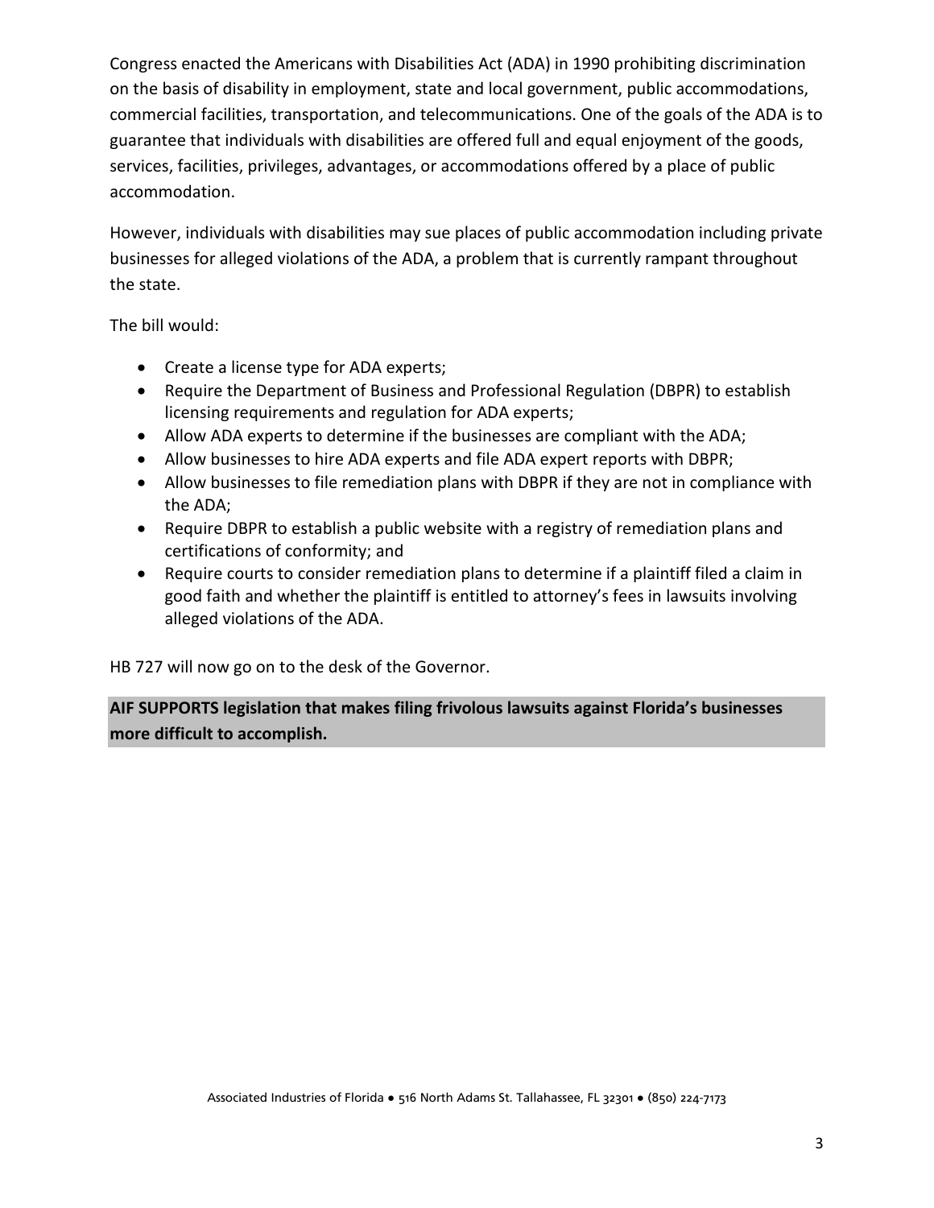Congress enacted the Americans with Disabilities Act (ADA) in 1990 prohibiting discrimination on the basis of disability in employment, state and local government, public accommodations, commercial facilities, transportation, and telecommunications. One of the goals of the ADA is to guarantee that individuals with disabilities are offered full and equal enjoyment of the goods, services, facilities, privileges, advantages, or accommodations offered by a place of public accommodation.

However, individuals with disabilities may sue places of public accommodation including private businesses for alleged violations of the ADA, a problem that is currently rampant throughout the state.

The bill would:

- Create a license type for ADA experts;
- Require the Department of Business and Professional Regulation (DBPR) to establish licensing requirements and regulation for ADA experts;
- Allow ADA experts to determine if the businesses are compliant with the ADA;
- Allow businesses to hire ADA experts and file ADA expert reports with DBPR;
- Allow businesses to file remediation plans with DBPR if they are not in compliance with the ADA;
- Require DBPR to establish a public website with a registry of remediation plans and certifications of conformity; and
- Require courts to consider remediation plans to determine if a plaintiff filed a claim in good faith and whether the plaintiff is entitled to attorney's fees in lawsuits involving alleged violations of the ADA.

HB 727 will now go on to the desk of the Governor.

**AIF SUPPORTS legislation that makes filing frivolous lawsuits against Florida's businesses more difficult to accomplish.**

Associated Industries of Florida ● 516 North Adams St. Tallahassee, FL 32301 ● (850) 224-7173